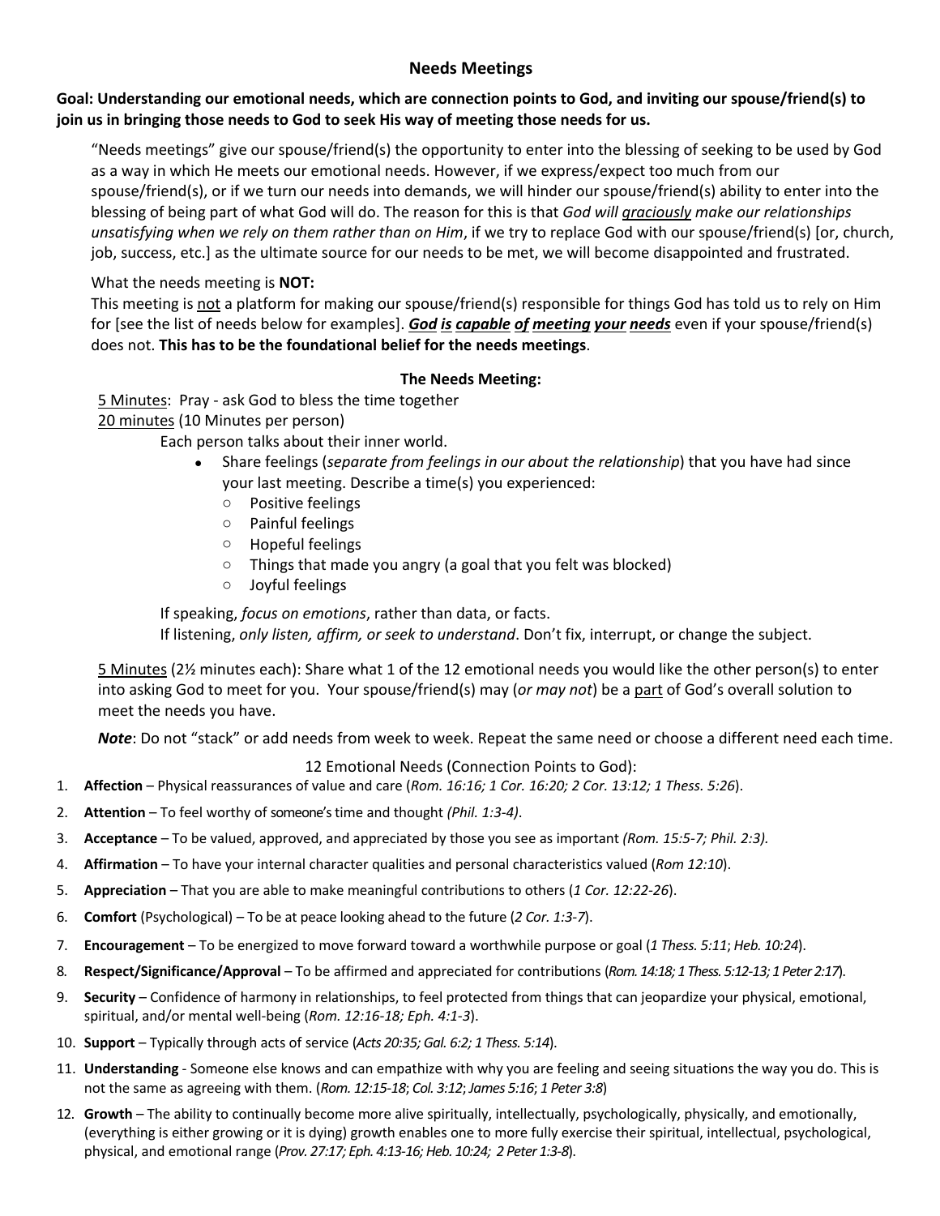# Needs Meetings

**Goal: Understanding our emotional needs, which are connection points to God, and inviting our spouse/friend(s) to join us in bringing those needs to God to seek His way of meeting those needs for us.**

"Needs meetings" give our spouse/friend(s) the opportunity to enter into the blessing of seeking to be used by God as a way in which He meets our emotional needs. However, if we express/expect too much from our spouse/friend(s), or if we turn our needs into demands, we will hinder our spouse/friend(s) ability to enter into the blessing of being part of what God will do. The reason for this is that *God will graciously make our relationships unsatisfying when we rely on them rather than on Him*, if we try to replace God with our spouse/friend(s) [or, church, job, success, etc.] as the ultimate source for our needs to be met, we will become disappointed and frustrated.

What the needs meeting is **NOT:**
This meeting is not a platform for making our spouse/friend(s) responsible for things God has told us to rely on Him for [see the list of needs below for examples]. ***God is capable of meeting your needs*** even if your spouse/friend(s) does not. **This has to be the foundational belief for the needs meetings**.

## The Needs Meeting:

5 Minutes: Pray - ask God to bless the time together
20 minutes (10 Minutes per person)

Each person talks about their inner world.

- Share feelings (*separate from feelings in our about the relationship*) that you have had since your last meeting. Describe a time(s) you experienced:
  - Positive feelings
  - Painful feelings
  - Hopeful feelings
  - Things that made you angry (a goal that you felt was blocked)
  - Joyful feelings

If speaking, *focus on emotions*, rather than data, or facts.
If listening, *only listen, affirm, or seek to understand*. Don't fix, interrupt, or change the subject.

5 Minutes (2½ minutes each): Share what 1 of the 12 emotional needs you would like the other person(s) to enter into asking God to meet for you. Your spouse/friend(s) may (*or may not*) be a part of God's overall solution to meet the needs you have.

***Note***: Do not "stack" or add needs from week to week. Repeat the same need or choose a different need each time.

12 Emotional Needs (Connection Points to God):

1. **Affection** – Physical reassurances of value and care (*Rom. 16:16; 1 Cor. 16:20; 2 Cor. 13:12; 1 Thess. 5:26*).
2. **Attention** – To feel worthy of someone's time and thought *(Phil. 1:3-4)*.
3. **Acceptance** – To be valued, approved, and appreciated by those you see as important *(Rom. 15:5-7; Phil. 2:3).*
4. **Affirmation** – To have your internal character qualities and personal characteristics valued (*Rom 12:10*).
5. **Appreciation** – That you are able to make meaningful contributions to others (*1 Cor. 12:22-26*).
6. **Comfort** (Psychological) – To be at peace looking ahead to the future (*2 Cor. 1:3-7*).
7. **Encouragement** – To be energized to move forward toward a worthwhile purpose or goal (*1 Thess. 5:11*; *Heb. 10:24*).
8. **Respect/Significance/Approval** – To be affirmed and appreciated for contributions (*Rom. 14:18; 1 Thess. 5:12-13; 1 Peter 2:17*).
9. **Security** – Confidence of harmony in relationships, to feel protected from things that can jeopardize your physical, emotional, spiritual, and/or mental well-being (*Rom. 12:16-18; Eph. 4:1-3*).
10. **Support** – Typically through acts of service (*Acts 20:35; Gal. 6:2; 1 Thess. 5:14*).
11. **Understanding** - Someone else knows and can empathize with why you are feeling and seeing situations the way you do. This is not the same as agreeing with them. (*Rom. 12:15-18*; *Col. 3:12*; *James 5:16*; *1 Peter 3:8*)
12. **Growth** – The ability to continually become more alive spiritually, intellectually, psychologically, physically, and emotionally, (everything is either growing or it is dying) growth enables one to more fully exercise their spiritual, intellectual, psychological, physical, and emotional range (*Prov. 27:17; Eph. 4:13-16; Heb. 10:24; 2 Peter 1:3-8*).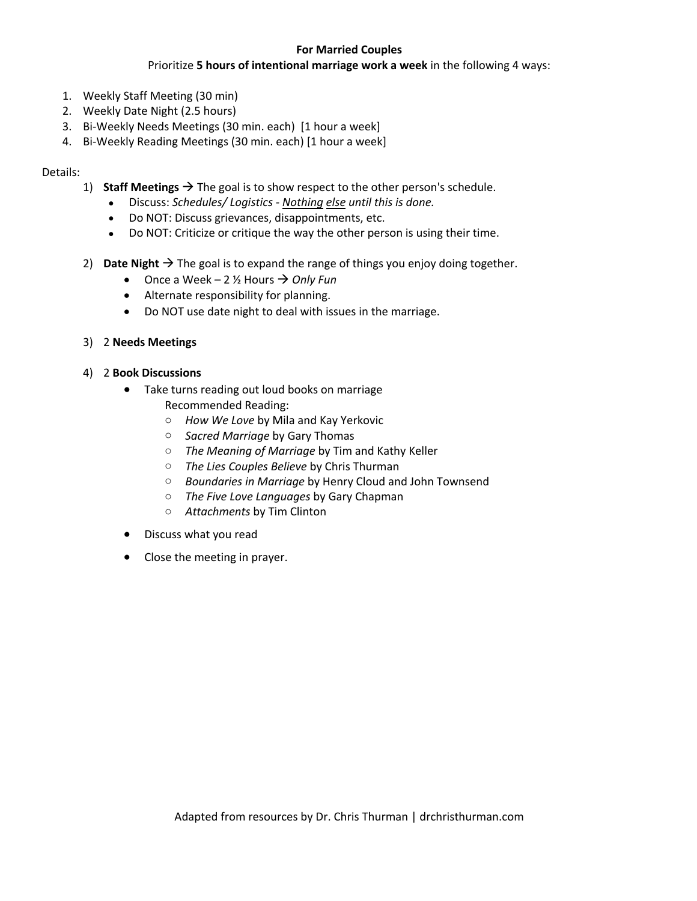**For Married Couples**

Prioritize **5 hours of intentional marriage work a week** in the following 4 ways:

1. Weekly Staff Meeting (30 min)
2. Weekly Date Night (2.5 hours)
3. Bi-Weekly Needs Meetings (30 min. each) [1 hour a week]
4. Bi-Weekly Reading Meetings (30 min. each) [1 hour a week]

Details:

1) **Staff Meetings** → The goal is to show respect to the other person's schedule.
   - Discuss: *Schedules/ Logistics - <u>Nothing</u> <u>else</u> until this is done.*
   - Do NOT: Discuss grievances, disappointments, etc.
   - Do NOT: Criticize or critique the way the other person is using their time.

2) **Date Night** → The goal is to expand the range of things you enjoy doing together.
   - Once a Week – 2 ½ Hours → *Only Fun*
   - Alternate responsibility for planning.
   - Do NOT use date night to deal with issues in the marriage.

3) 2 **Needs Meetings**

4) 2 **Book Discussions**
   - Take turns reading out loud books on marriage
     Recommended Reading:
     - *How We Love* by Mila and Kay Yerkovic
     - *Sacred Marriage* by Gary Thomas
     - *The Meaning of Marriage* by Tim and Kathy Keller
     - *The Lies Couples Believe* by Chris Thurman
     - *Boundaries in Marriage* by Henry Cloud and John Townsend
     - *The Five Love Languages* by Gary Chapman
     - *Attachments* by Tim Clinton
   - Discuss what you read
   - Close the meeting in prayer.

Adapted from resources by Dr. Chris Thurman | drchristhurman.com